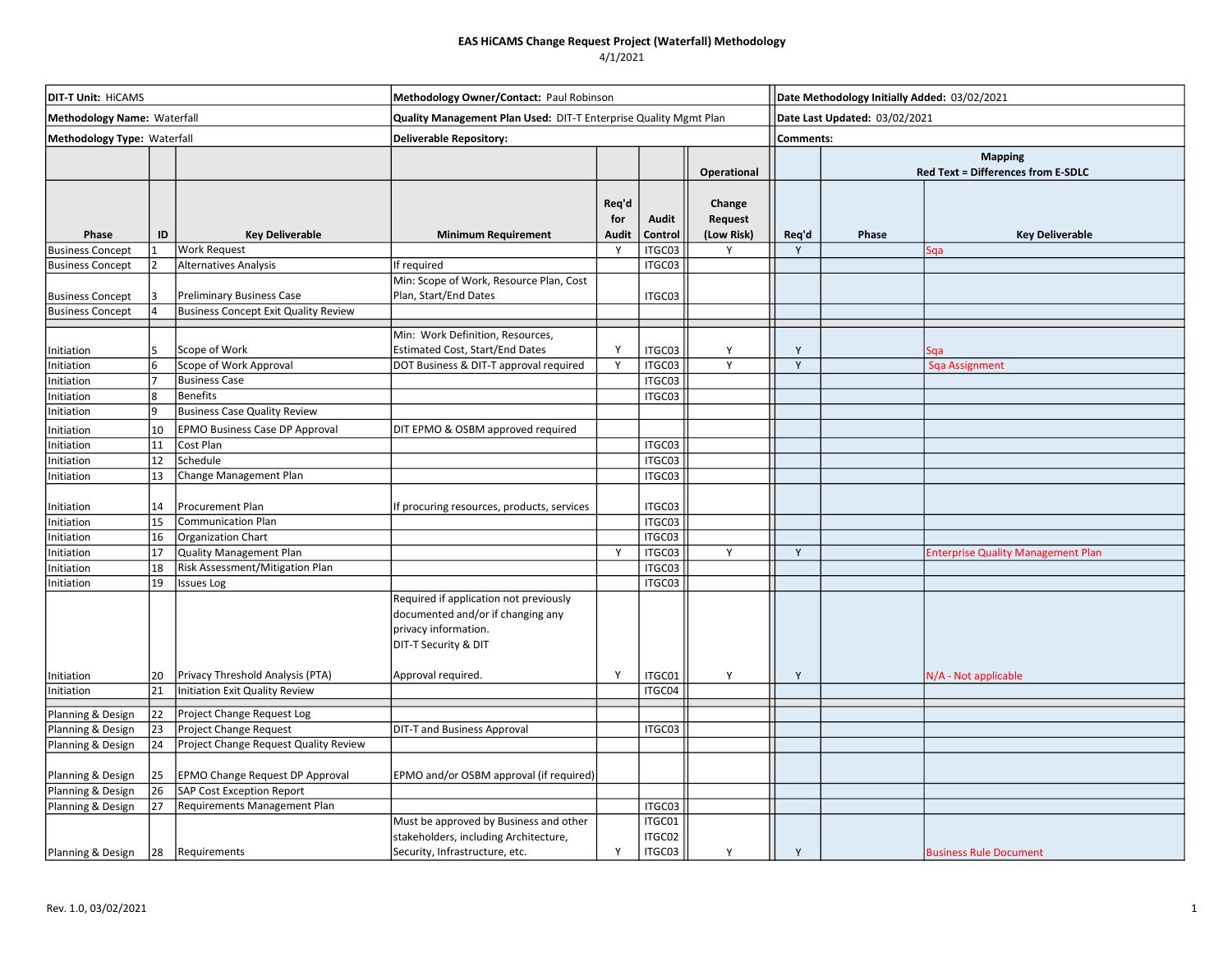# EAS HiCAMS Change Request Project (Waterfall) Methodology

4/1/2021

| **DIT-T Unit:** HiCAMS | | | **Methodology Owner/Contact:** Paul Robinson | | | | **Date Methodology Initially Added:** 03/02/2021 | | |
|---|---|---|---|---|---|---|---|---|---|
| **Methodology Name:** Waterfall | | | **Quality Management Plan Used:** DIT-T Enterprise Quality Mgmt Plan | | | | **Date Last Updated:** 03/02/2021 | | |
| **Methodology Type:** Waterfall | | | **Deliverable Repository:** | | | | **Comments:** | | |
| | | | | | | **Operational** | **Mapping Red Text = Differences from E-SDLC** | | |
| **Phase** | **ID** | **Key Deliverable** | **Minimum Requirement** | **Req'd for Audit** | **Audit Control** | **Change Request (Low Risk)** | **Req'd** | **Phase** | **Key Deliverable** |
| Business Concept | 1 | Work Request | | Y | ITGC03 | Y | Y | | Sqa |
| Business Concept | 2 | Alternatives Analysis | If required | | ITGC03 | | | | |
| Business Concept | 3 | Preliminary Business Case | Min: Scope of Work, Resource Plan, Cost Plan, Start/End Dates | | ITGC03 | | | | |
| Business Concept | 4 | Business Concept Exit Quality Review | | | | | | | |
| Initiation | 5 | Scope of Work | Min: Work Definition, Resources, Estimated Cost, Start/End Dates | Y | ITGC03 | Y | Y | | Sqa |
| Initiation | 6 | Scope of Work Approval | DOT Business & DIT-T approval required | Y | ITGC03 | Y | Y | | Sqa Assignment |
| Initiation | 7 | Business Case | | | ITGC03 | | | | |
| Initiation | 8 | Benefits | | | ITGC03 | | | | |
| Initiation | 9 | Business Case Quality Review | | | | | | | |
| Initiation | 10 | EPMO Business Case DP Approval | DIT EPMO & OSBM approved required | | | | | | |
| Initiation | 11 | Cost Plan | | | ITGC03 | | | | |
| Initiation | 12 | Schedule | | | ITGC03 | | | | |
| Initiation | 13 | Change Management Plan | | | ITGC03 | | | | |
| Initiation | 14 | Procurement Plan | If procuring resources, products, services | | ITGC03 | | | | |
| Initiation | 15 | Communication Plan | | | ITGC03 | | | | |
| Initiation | 16 | Organization Chart | | | ITGC03 | | | | |
| Initiation | 17 | Quality Management Plan | | Y | ITGC03 | Y | Y | | Enterprise Quality Management Plan |
| Initiation | 18 | Risk Assessment/Mitigation Plan | | | ITGC03 | | | | |
| Initiation | 19 | Issues Log | | | ITGC03 | | | | |
| Initiation | 20 | Privacy Threshold Analysis (PTA) | Required if application not previously documented and/or if changing any privacy information. DIT-T Security & DIT Approval required. | Y | ITGC01 | Y | Y | | N/A - Not applicable |
| Initiation | 21 | Initiation Exit Quality Review | | | ITGC04 | | | | |
| Planning & Design | 22 | Project Change Request Log | | | | | | | |
| Planning & Design | 23 | Project Change Request | DIT-T and Business Approval | | ITGC03 | | | | |
| Planning & Design | 24 | Project Change Request Quality Review | | | | | | | |
| Planning & Design | 25 | EPMO Change Request DP Approval | EPMO and/or OSBM approval (if required) | | | | | | |
| Planning & Design | 26 | SAP Cost Exception Report | | | | | | | |
| Planning & Design | 27 | Requirements Management Plan | | | ITGC03 | | | | |
| Planning & Design | 28 | Requirements | Must be approved by Business and other stakeholders, including Architecture, Security, Infrastructure, etc. | Y | ITGC01 ITGC02 ITGC03 | Y | Y | | Business Rule Document |

Rev. 1.0, 03/02/2021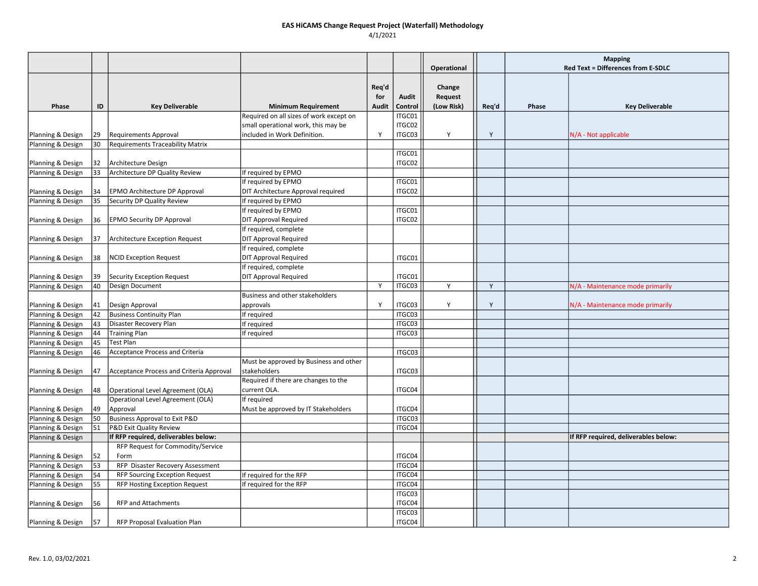## EAS HiCAMS Change Request Project (Waterfall) Methodology

4/1/2021

| Phase | ID | Key Deliverable | Minimum Requirement | Req'd for Audit | Audit Control | Operational Change Request (Low Risk) | Req'd | Mapping Red Text = Differences from E-SDLC Phase | Key Deliverable |
|---|---|---|---|---|---|---|---|---|---|
| Planning & Design | 29 | Requirements Approval | Required on all sizes of work except on small operational work, this may be included in Work Definition. | Y | ITGC01 ITGC02 ITGC03 | Y | Y | | N/A - Not applicable |
| Planning & Design | 30 | Requirements Traceability Matrix | | | | | | | |
| Planning & Design | 32 | Architecture Design | | | ITGC01 ITGC02 | | | | |
| Planning & Design | 33 | Architecture DP Quality Review | If required by EPMO | | | | | | |
| Planning & Design | 34 | EPMO Architecture DP Approval | If required by EPMO DIT Architecture Approval required | | ITGC01 ITGC02 | | | | |
| Planning & Design | 35 | Security DP Quality Review | If required by EPMO | | | | | | |
| Planning & Design | 36 | EPMO Security DP Approval | If required by EPMO DIT Approval Required | | ITGC01 ITGC02 | | | | |
| Planning & Design | 37 | Architecture Exception Request | If required, complete DIT Approval Required | | | | | | |
| Planning & Design | 38 | NCID Exception Request | If required, complete DIT Approval Required | | ITGC01 | | | | |
| Planning & Design | 39 | Security Exception Request | If required, complete DIT Approval Required | | ITGC01 | | | | |
| Planning & Design | 40 | Design Document | | Y | ITGC03 | Y | Y | | N/A - Maintenance mode primarily |
| Planning & Design | 41 | Design Approval | Business and other stakeholders approvals | Y | ITGC03 | Y | Y | | N/A - Maintenance mode primarily |
| Planning & Design | 42 | Business Continuity Plan | If required | | ITGC03 | | | | |
| Planning & Design | 43 | Disaster Recovery Plan | If required | | ITGC03 | | | | |
| Planning & Design | 44 | Training Plan | If required | | ITGC03 | | | | |
| Planning & Design | 45 | Test Plan | | | | | | | |
| Planning & Design | 46 | Acceptance Process and Criteria | | | ITGC03 | | | | |
| Planning & Design | 47 | Acceptance Process and Criteria Approval | Must be approved by Business and other stakeholders | | ITGC03 | | | | |
| Planning & Design | 48 | Operational Level Agreement (OLA) | Required if there are changes to the current OLA. | | ITGC04 | | | | |
| Planning & Design | 49 | Operational Level Agreement (OLA) Approval | If required Must be approved by IT Stakeholders | | ITGC04 | | | | |
| Planning & Design | 50 | Business Approval to Exit P&D | | | ITGC03 | | | | |
| Planning & Design | 51 | P&D Exit Quality Review | | | ITGC04 | | | | |
| Planning & Design | | **If RFP required, deliverables below:** | | | | | | | **If RFP required, deliverables below:** |
| Planning & Design | 52 | RFP Request for Commodity/Service Form | | | ITGC04 | | | | |
| Planning & Design | 53 | RFP Disaster Recovery Assessment | | | ITGC04 | | | | |
| Planning & Design | 54 | RFP Sourcing Exception Request | If required for the RFP | | ITGC04 | | | | |
| Planning & Design | 55 | RFP Hosting Exception Request | If required for the RFP | | ITGC04 | | | | |
| Planning & Design | 56 | RFP and Attachments | | | ITGC03 ITGC04 | | | | |
| Planning & Design | 57 | RFP Proposal Evaluation Plan | | | ITGC03 ITGC04 | | | | |

Rev. 1.0, 03/02/2021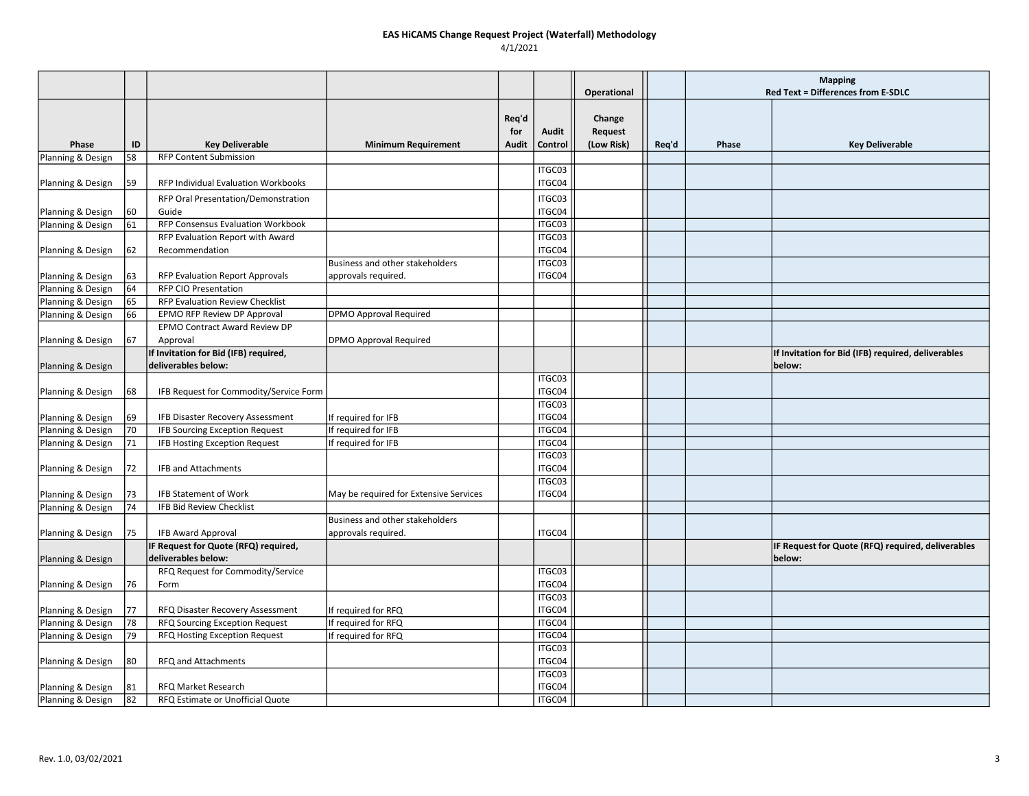# EAS HiCAMS Change Request Project (Waterfall) Methodology

4/1/2021

| Phase | ID | Key Deliverable | Minimum Requirement | Req'd for Audit | Audit Control | Operational Change Request (Low Risk) | Req'd | Mapping Red Text = Differences from E-SDLC Phase | Key Deliverable |
|---|---|---|---|---|---|---|---|---|---|
| Planning & Design | 58 | RFP Content Submission | | | | | | | |
| Planning & Design | 59 | RFP Individual Evaluation Workbooks | | | ITGC03 ITGC04 | | | | |
| Planning & Design | 60 | RFP Oral Presentation/Demonstration Guide | | | ITGC03 ITGC04 | | | | |
| Planning & Design | 61 | RFP Consensus Evaluation Workbook | | | ITGC03 | | | | |
| Planning & Design | 62 | RFP Evaluation Report with Award Recommendation | | | ITGC03 ITGC04 | | | | |
| Planning & Design | 63 | RFP Evaluation Report Approvals | Business and other stakeholders approvals required. | | ITGC03 ITGC04 | | | | |
| Planning & Design | 64 | RFP CIO Presentation | | | | | | | |
| Planning & Design | 65 | RFP Evaluation Review Checklist | | | | | | | |
| Planning & Design | 66 | EPMO RFP Review DP Approval | DPMO Approval Required | | | | | | |
| Planning & Design | 67 | EPMO Contract Award Review DP Approval | DPMO Approval Required | | | | | | |
| Planning & Design | | **If Invitation for Bid (IFB) required, deliverables below:** | | | | | | | **If Invitation for Bid (IFB) required, deliverables below:** |
| Planning & Design | 68 | IFB Request for Commodity/Service Form | | | ITGC03 ITGC04 | | | | |
| Planning & Design | 69 | IFB Disaster Recovery Assessment | If required for IFB | | ITGC03 ITGC04 | | | | |
| Planning & Design | 70 | IFB Sourcing Exception Request | If required for IFB | | ITGC04 | | | | |
| Planning & Design | 71 | IFB Hosting Exception Request | If required for IFB | | ITGC04 | | | | |
| Planning & Design | 72 | IFB and Attachments | | | ITGC03 ITGC04 | | | | |
| Planning & Design | 73 | IFB Statement of Work | May be required for Extensive Services | | ITGC03 ITGC04 | | | | |
| Planning & Design | 74 | IFB Bid Review Checklist | | | | | | | |
| Planning & Design | 75 | IFB Award Approval | Business and other stakeholders approvals required. | | ITGC04 | | | | |
| Planning & Design | | **IF Request for Quote (RFQ) required, deliverables below:** | | | | | | | **IF Request for Quote (RFQ) required, deliverables below:** |
| Planning & Design | 76 | RFQ Request for Commodity/Service Form | | | ITGC03 ITGC04 | | | | |
| Planning & Design | 77 | RFQ Disaster Recovery Assessment | If required for RFQ | | ITGC03 ITGC04 | | | | |
| Planning & Design | 78 | RFQ Sourcing Exception Request | If required for RFQ | | ITGC04 | | | | |
| Planning & Design | 79 | RFQ Hosting Exception Request | If required for RFQ | | ITGC04 | | | | |
| Planning & Design | 80 | RFQ and Attachments | | | ITGC03 ITGC04 | | | | |
| Planning & Design | 81 | RFQ Market Research | | | ITGC03 ITGC04 | | | | |
| Planning & Design | 82 | RFQ Estimate or Unofficial Quote | | | ITGC04 | | | | |

Rev. 1.0, 03/02/2021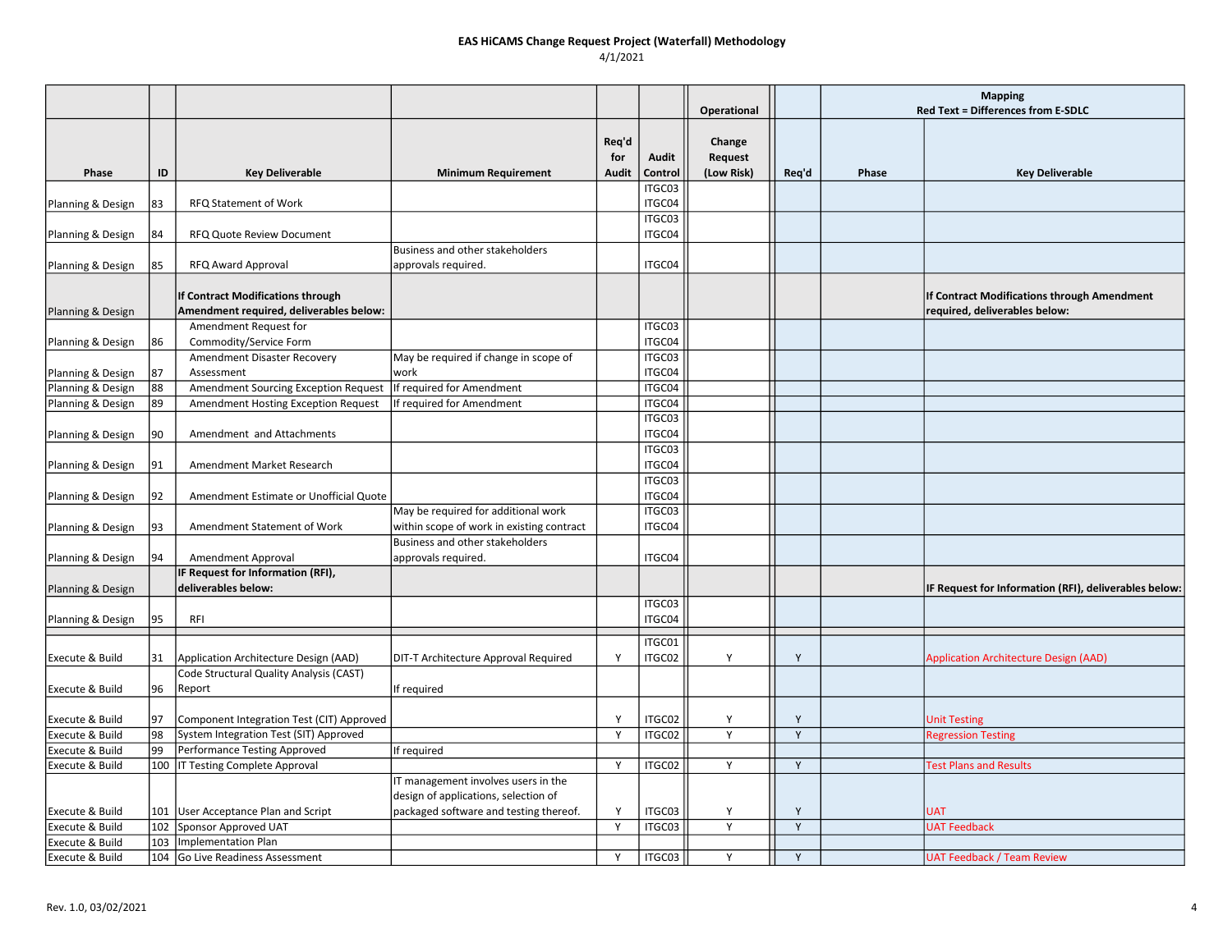# EAS HiCAMS Change Request Project (Waterfall) Methodology

4/1/2021

| Phase | ID | Key Deliverable | Minimum Requirement | Req'd for Audit | Audit Control | Operational Change Request (Low Risk) | Req'd | Mapping Red Text = Differences from E-SDLC Phase | Key Deliverable |
|---|---|---|---|---|---|---|---|---|---|
| Planning & Design | 83 | RFQ Statement of Work | | | ITGC03 ITGC04 | | | | |
| Planning & Design | 84 | RFQ Quote Review Document | | | ITGC03 ITGC04 | | | | |
| Planning & Design | 85 | RFQ Award Approval | Business and other stakeholders approvals required. | | ITGC04 | | | | |
| Planning & Design | | **If Contract Modifications through Amendment required, deliverables below:** | | | | | | | **If Contract Modifications through Amendment required, deliverables below:** |
| Planning & Design | 86 | Amendment Request for Commodity/Service Form | | | ITGC03 ITGC04 | | | | |
| Planning & Design | 87 | Amendment Disaster Recovery Assessment | May be required if change in scope of work | | ITGC03 ITGC04 | | | | |
| Planning & Design | 88 | Amendment Sourcing Exception Request | If required for Amendment | | ITGC04 | | | | |
| Planning & Design | 89 | Amendment Hosting Exception Request | If required for Amendment | | ITGC04 | | | | |
| Planning & Design | 90 | Amendment and Attachments | | | ITGC03 ITGC04 | | | | |
| Planning & Design | 91 | Amendment Market Research | | | ITGC03 ITGC04 | | | | |
| Planning & Design | 92 | Amendment Estimate or Unofficial Quote | | | ITGC03 ITGC04 | | | | |
| Planning & Design | 93 | Amendment Statement of Work | May be required for additional work within scope of work in existing contract | | ITGC03 ITGC04 | | | | |
| Planning & Design | 94 | Amendment Approval | Business and other stakeholders approvals required. | | ITGC04 | | | | |
| Planning & Design | | **IF Request for Information (RFI), deliverables below:** | | | | | | | **IF Request for Information (RFI), deliverables below:** |
| Planning & Design | 95 | RFI | | | ITGC03 ITGC04 | | | | |
| | | | | | | | | | |
| Execute & Build | 31 | Application Architecture Design (AAD) | DIT-T Architecture Approval Required | Y | ITGC01 ITGC02 | Y | Y | | Application Architecture Design (AAD) |
| Execute & Build | 96 | Code Structural Quality Analysis (CAST) Report | If required | | | | | | |
| Execute & Build | 97 | Component Integration Test (CIT) Approved | | Y | ITGC02 | Y | Y | | Unit Testing |
| Execute & Build | 98 | System Integration Test (SIT) Approved | | Y | ITGC02 | Y | Y | | Regression Testing |
| Execute & Build | 99 | Performance Testing Approved | If required | | | | | | |
| Execute & Build | 100 | IT Testing Complete Approval | | Y | ITGC02 | Y | Y | | Test Plans and Results |
| Execute & Build | 101 | User Acceptance Plan and Script | IT management involves users in the design of applications, selection of packaged software and testing thereof. | Y | ITGC03 | Y | Y | | UAT |
| Execute & Build | 102 | Sponsor Approved UAT | | Y | ITGC03 | Y | Y | | UAT Feedback |
| Execute & Build | 103 | Implementation Plan | | | | | | | |
| Execute & Build | 104 | Go Live Readiness Assessment | | Y | ITGC03 | Y | Y | | UAT Feedback / Team Review |

Rev. 1.0, 03/02/2021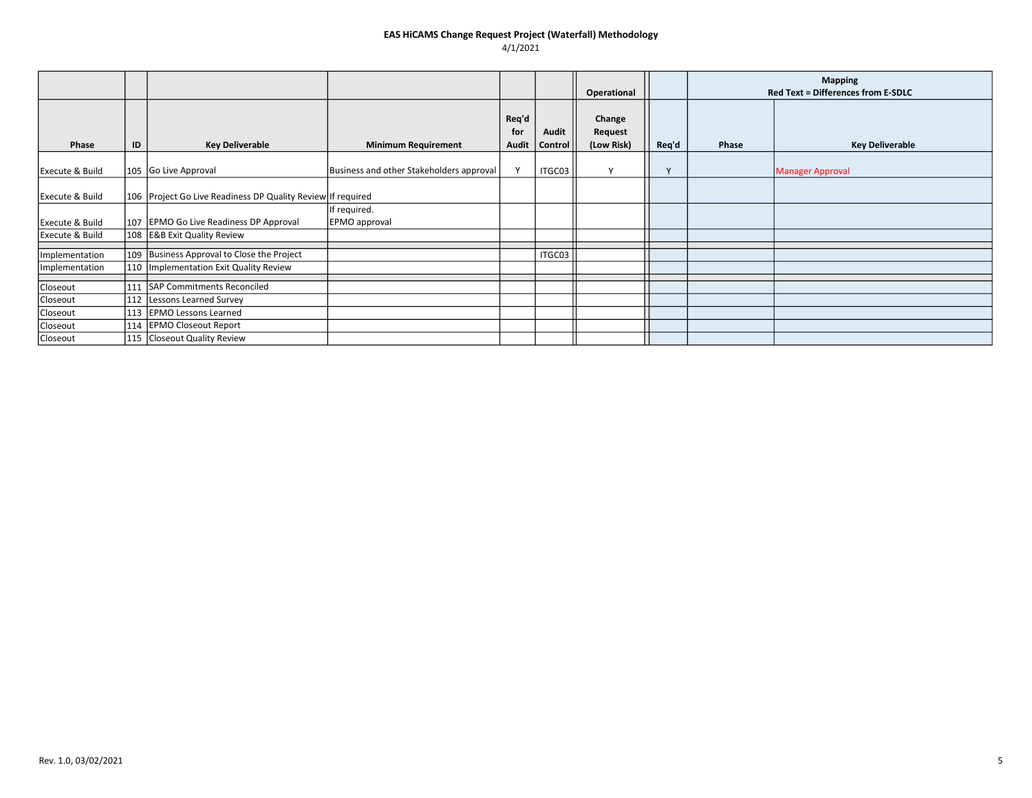**EAS HiCAMS Change Request Project (Waterfall) Methodology**

4/1/2021

| | | | | | | Operational | | Mapping Red Text = Differences from E-SDLC | |
|---|---|---|---|---|---|---|---|---|---|
| **Phase** | **ID** | **Key Deliverable** | **Minimum Requirement** | **Req'd for Audit** | **Audit Control** | **Change Request (Low Risk)** | **Req'd** | **Phase** | **Key Deliverable** |
| Execute & Build | 105 | Go Live Approval | Business and other Stakeholders approval | Y | ITGC03 | Y | Y | | Manager Approval |
| Execute & Build | 106 | Project Go Live Readiness DP Quality Review | If required | | | | | | |
| Execute & Build | 107 | EPMO Go Live Readiness DP Approval | If required.<br>EPMO approval | | | | | | |
| Execute & Build | 108 | E&B Exit Quality Review | | | | | | | |
| | | | | | | | | | |
| Implementation | 109 | Business Approval to Close the Project | | | ITGC03 | | | | |
| Implementation | 110 | Implementation Exit Quality Review | | | | | | | |
| | | | | | | | | | |
| Closeout | 111 | SAP Commitments Reconciled | | | | | | | |
| Closeout | 112 | Lessons Learned Survey | | | | | | | |
| Closeout | 113 | EPMO Lessons Learned | | | | | | | |
| Closeout | 114 | EPMO Closeout Report | | | | | | | |
| Closeout | 115 | Closeout Quality Review | | | | | | | |

Rev. 1.0, 03/02/2021